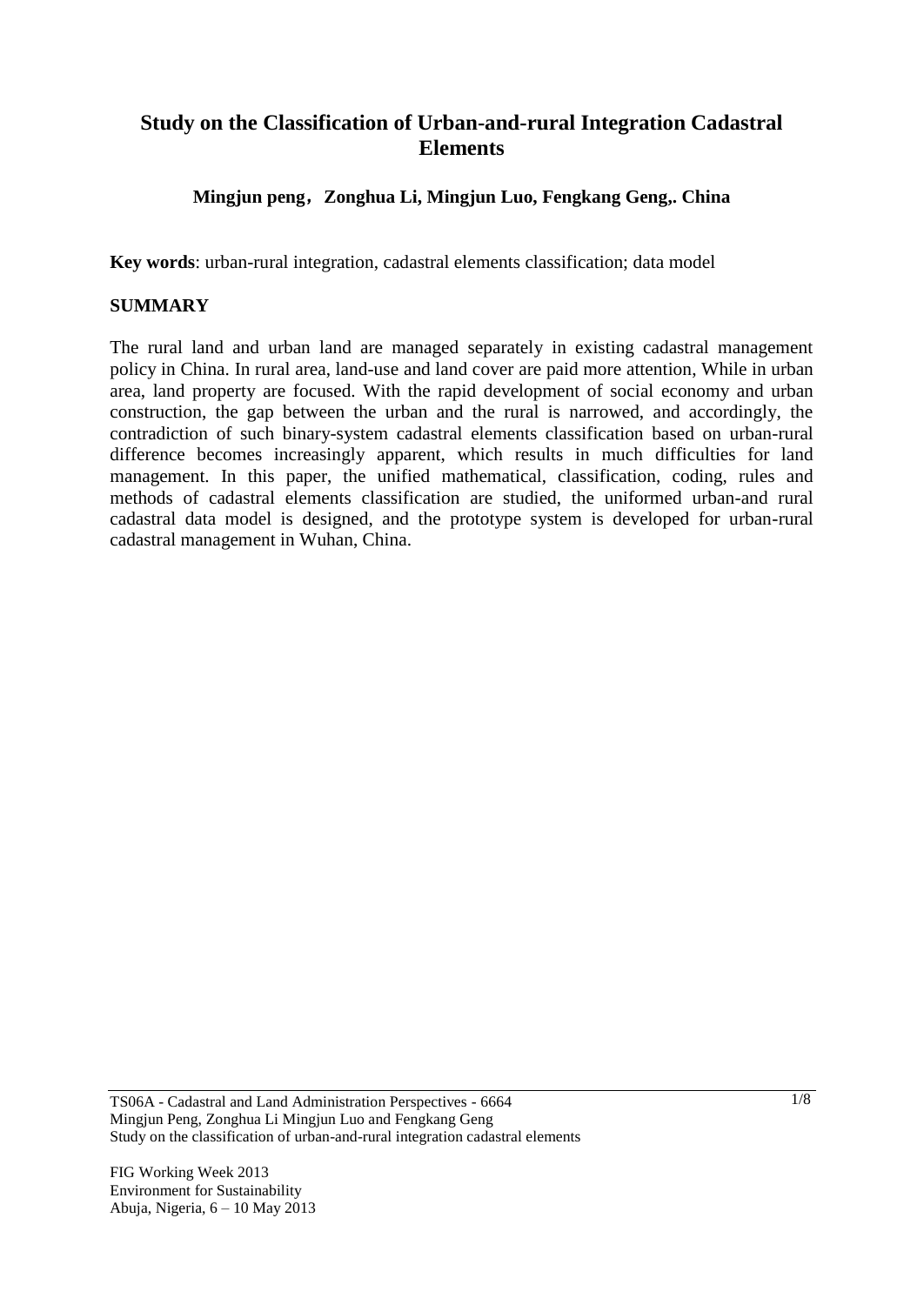# Study on the Classification of Urban-and-rural Integration Cadastral Elements

**Mingjun peng，Zonghua Li, Mingjun Luo, Fengkang Geng,. China**

**Key words**: urban-rural integration, cadastral elements classification; data model

## SUMMARY

The rural land and urban land are managed separately in existing cadastral management policy in China. In rural area, land-use and land cover are paid more attention, While in urban area, land property are focused. With the rapid development of social economy and urban construction, the gap between the urban and the rural is narrowed, and accordingly, the contradiction of such binary-system cadastral elements classification based on urban-rural difference becomes increasingly apparent, which results in much difficulties for land management. In this paper, the unified mathematical, classification, coding, rules and methods of cadastral elements classification are studied, the uniformed urban-and rural cadastral data model is designed, and the prototype system is developed for urban-rural cadastral management in Wuhan, China.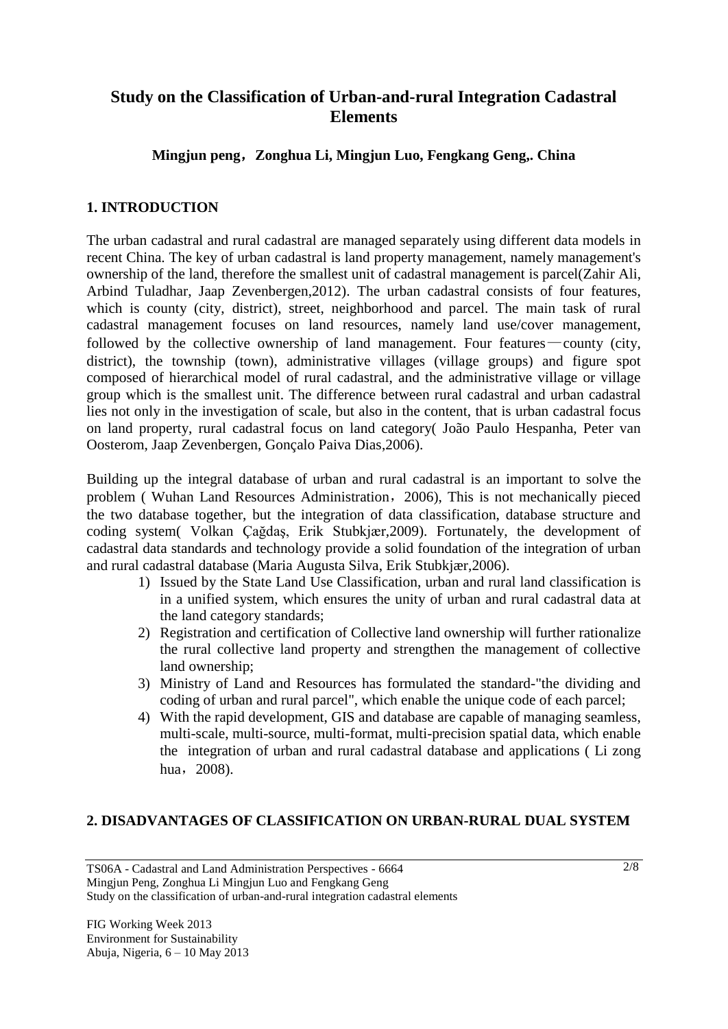# Study on the Classification of Urban-and-rural Integration Cadastral Elements

**Mingjun peng，Zonghua Li, Mingjun Luo, Fengkang Geng,. China**

## 1. INTRODUCTION

The urban cadastral and rural cadastral are managed separately using different data models in recent China. The key of urban cadastral is land property management, namely management's ownership of the land, therefore the smallest unit of cadastral management is parcel(Zahir Ali, Arbind Tuladhar, Jaap Zevenbergen,2012). The urban cadastral consists of four features, which is county (city, district), street, neighborhood and parcel. The main task of rural cadastral management focuses on land resources, namely land use/cover management, followed by the collective ownership of land management. Four features—county (city, district), the township (town), administrative villages (village groups) and figure spot composed of hierarchical model of rural cadastral, and the administrative village or village group which is the smallest unit. The difference between rural cadastral and urban cadastral lies not only in the investigation of scale, but also in the content, that is urban cadastral focus on land property, rural cadastral focus on land category( João Paulo Hespanha, Peter van Oosterom, Jaap Zevenbergen, Gonçalo Paiva Dias,2006).

Building up the integral database of urban and rural cadastral is an important to solve the problem ( Wuhan Land Resources Administration，2006), This is not mechanically pieced the two database together, but the integration of data classification, database structure and coding system( Volkan Çağdaş, Erik Stubkjær,2009). Fortunately, the development of cadastral data standards and technology provide a solid foundation of the integration of urban and rural cadastral database (Maria Augusta Silva, Erik Stubkjær,2006).

1) Issued by the State Land Use Classification, urban and rural land classification is in a unified system, which ensures the unity of urban and rural cadastral data at the land category standards;
2) Registration and certification of Collective land ownership will further rationalize the rural collective land property and strengthen the management of collective land ownership;
3) Ministry of Land and Resources has formulated the standard-"the dividing and coding of urban and rural parcel", which enable the unique code of each parcel;
4) With the rapid development, GIS and database are capable of managing seamless, multi-scale, multi-source, multi-format, multi-precision spatial data, which enable the integration of urban and rural cadastral database and applications ( Li zong hua，2008).

## 2. DISADVANTAGES OF CLASSIFICATION ON URBAN-RURAL DUAL SYSTEM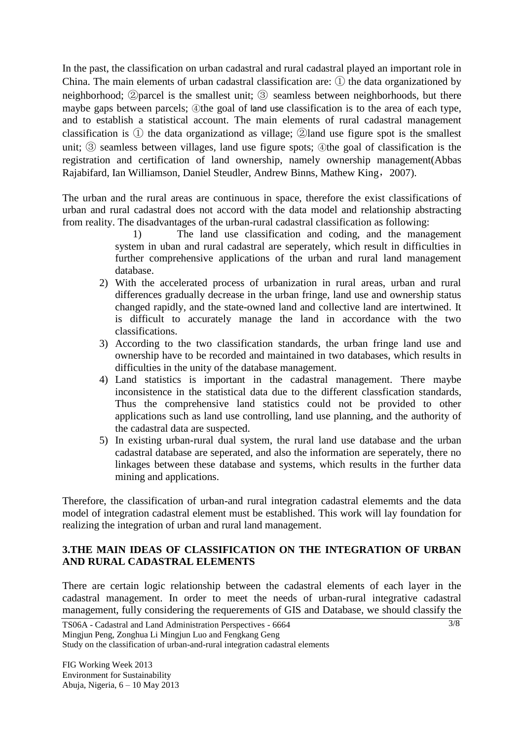In the past, the classification on urban cadastral and rural cadastral played an important role in China. The main elements of urban cadastral classification are: ① the data organizationed by neighborhood; ②parcel is the smallest unit; ③ seamless between neighborhoods, but there maybe gaps between parcels; ④the goal of land use classification is to the area of each type, and to establish a statistical account. The main elements of rural cadastral management classification is ① the data organizationd as village; ②land use figure spot is the smallest unit; ③ seamless between villages, land use figure spots; ④the goal of classification is the registration and certification of land ownership, namely ownership management(Abbas Rajabifard, Ian Williamson, Daniel Steudler, Andrew Binns, Mathew King，2007).

The urban and the rural areas are continuous in space, therefore the exist classifications of urban and rural cadastral does not accord with the data model and relationship abstracting from reality. The disadvantages of the urban-rural cadastral classification as following:

1) The land use classification and coding, and the management system in uban and rural cadastral are seperately, which result in difficulties in further comprehensive applications of the urban and rural land management database.
2) With the accelerated process of urbanization in rural areas, urban and rural differences gradually decrease in the urban fringe, land use and ownership status changed rapidly, and the state-owned land and collective land are intertwined. It is difficult to accurately manage the land in accordance with the two classifications.
3) According to the two classification standards, the urban fringe land use and ownership have to be recorded and maintained in two databases, which results in difficulties in the unity of the database management.
4) Land statistics is important in the cadastral management. There maybe inconsistence in the statistical data due to the different classfication standards, Thus the comprehensive land statistics could not be provided to other applications such as land use controlling, land use planning, and the authority of the cadastral data are suspected.
5) In existing urban-rural dual system, the rural land use database and the urban cadastral database are seperated, and also the information are seperately, there no linkages between these database and systems, which results in the further data mining and applications.

Therefore, the classification of urban-and rural integration cadastral elememts and the data model of integration cadastral element must be established. This work will lay foundation for realizing the integration of urban and rural land management.

## 3.THE MAIN IDEAS OF CLASSIFICATION ON THE INTEGRATION OF URBAN AND RURAL CADASTRAL ELEMENTS

There are certain logic relationship between the cadastral elements of each layer in the cadastral management. In order to meet the needs of urban-rural integrative cadastral management, fully considering the requerements of GIS and Database, we should classify the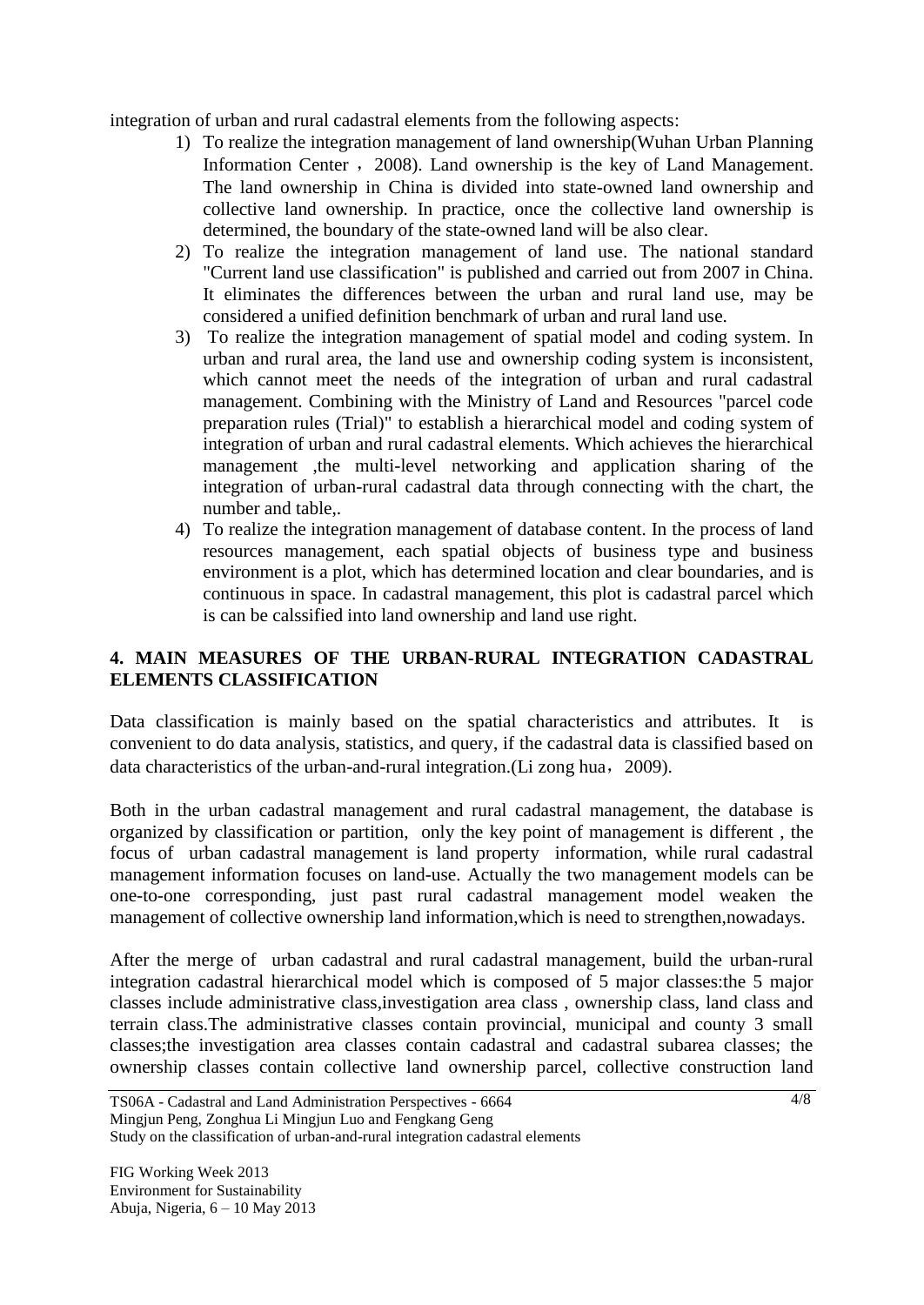integration of urban and rural cadastral elements from the following aspects:

1) To realize the integration management of land ownership(Wuhan Urban Planning Information Center ，2008). Land ownership is the key of Land Management. The land ownership in China is divided into state-owned land ownership and collective land ownership. In practice, once the collective land ownership is determined, the boundary of the state-owned land will be also clear.
2) To realize the integration management of land use. The national standard "Current land use classification" is published and carried out from 2007 in China. It eliminates the differences between the urban and rural land use, may be considered a unified definition benchmark of urban and rural land use.
3) To realize the integration management of spatial model and coding system. In urban and rural area, the land use and ownership coding system is inconsistent, which cannot meet the needs of the integration of urban and rural cadastral management. Combining with the Ministry of Land and Resources "parcel code preparation rules (Trial)" to establish a hierarchical model and coding system of integration of urban and rural cadastral elements. Which achieves the hierarchical management ,the multi-level networking and application sharing of the integration of urban-rural cadastral data through connecting with the chart, the number and table,.
4) To realize the integration management of database content. In the process of land resources management, each spatial objects of business type and business environment is a plot, which has determined location and clear boundaries, and is continuous in space. In cadastral management, this plot is cadastral parcel which is can be calssified into land ownership and land use right.

## 4. MAIN MEASURES OF THE URBAN-RURAL INTEGRATION CADASTRAL ELEMENTS CLASSIFICATION

Data classification is mainly based on the spatial characteristics and attributes. It is convenient to do data analysis, statistics, and query, if the cadastral data is classified based on data characteristics of the urban-and-rural integration.(Li zong hua，2009).

Both in the urban cadastral management and rural cadastral management, the database is organized by classification or partition, only the key point of management is different , the focus of urban cadastral management is land property information, while rural cadastral management information focuses on land-use. Actually the two management models can be one-to-one corresponding, just past rural cadastral management model weaken the management of collective ownership land information,which is need to strengthen,nowadays.

After the merge of urban cadastral and rural cadastral management, build the urban-rural integration cadastral hierarchical model which is composed of 5 major classes:the 5 major classes include administrative class,investigation area class , ownership class, land class and terrain class.The administrative classes contain provincial, municipal and county 3 small classes;the investigation area classes contain cadastral and cadastral subarea classes; the ownership classes contain collective land ownership parcel, collective construction land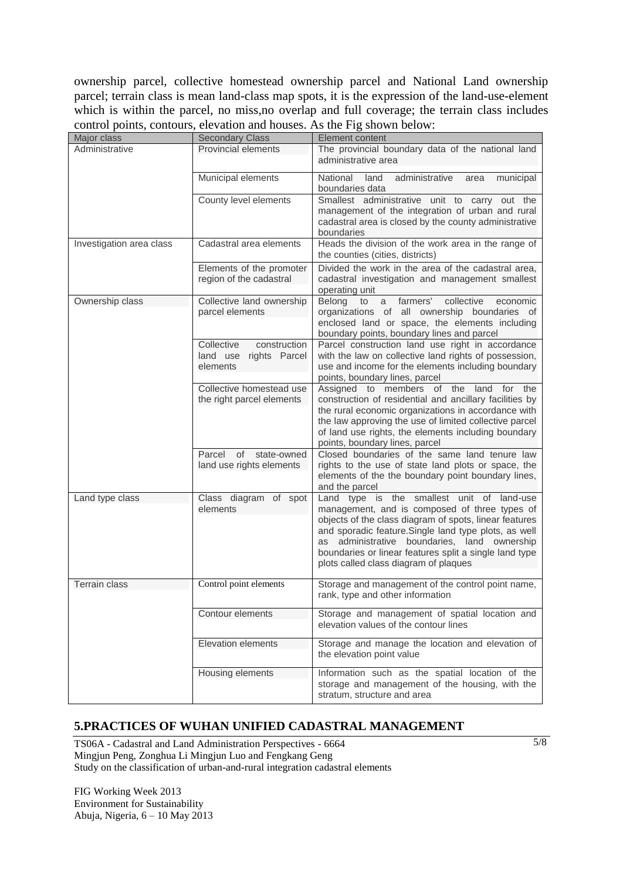ownership parcel, collective homestead ownership parcel and National Land ownership parcel; terrain class is mean land-class map spots, it is the expression of the land-use-element which is within the parcel, no miss,no overlap and full coverage; the terrain class includes control points, contours, elevation and houses. As the Fig shown below:

| Major class | Secondary Class | Element content |
|---|---|---|
| Administrative | Provincial elements | The provincial boundary data of the national land administrative area |
| | Municipal elements | National land administrative area municipal boundaries data |
| | County level elements | Smallest administrative unit to carry out the management of the integration of urban and rural cadastral area is closed by the county administrative boundaries |
| Investigation area class | Cadastral area elements | Heads the division of the work area in the range of the counties (cities, districts) |
| | Elements of the promoter region of the cadastral | Divided the work in the area of the cadastral area, cadastral investigation and management smallest operating unit |
| Ownership class | Collective land ownership parcel elements | Belong to a farmers' collective economic organizations of all ownership boundaries of enclosed land or space, the elements including boundary points, boundary lines and parcel |
| | Collective construction land use rights Parcel elements | Parcel construction land use right in accordance with the law on collective land rights of possession, use and income for the elements including boundary points, boundary lines, parcel |
| | Collective homestead use the right parcel elements | Assigned to members of the land for the construction of residential and ancillary facilities by the rural economic organizations in accordance with the law approving the use of limited collective parcel of land use rights, the elements including boundary points, boundary lines, parcel |
| | Parcel of state-owned land use rights elements | Closed boundaries of the same land tenure law rights to the use of state land plots or space, the elements of the the boundary point boundary lines, and the parcel |
| Land type class | Class diagram of spot elements | Land type is the smallest unit of land-use management, and is composed of three types of objects of the class diagram of spots, linear features and sporadic feature.Single land type plots, as well as administrative boundaries, land ownership boundaries or linear features split a single land type plots called class diagram of plaques |
| Terrain class | Control point elements | Storage and management of the control point name, rank, type and other information |
| | Contour elements | Storage and management of spatial location and elevation values of the contour lines |
| | Elevation elements | Storage and manage the location and elevation of the elevation point value |
| | Housing elements | Information such as the spatial location of the storage and management of the housing, with the stratum, structure and area |

## 5.PRACTICES OF WUHAN UNIFIED CADASTRAL MANAGEMENT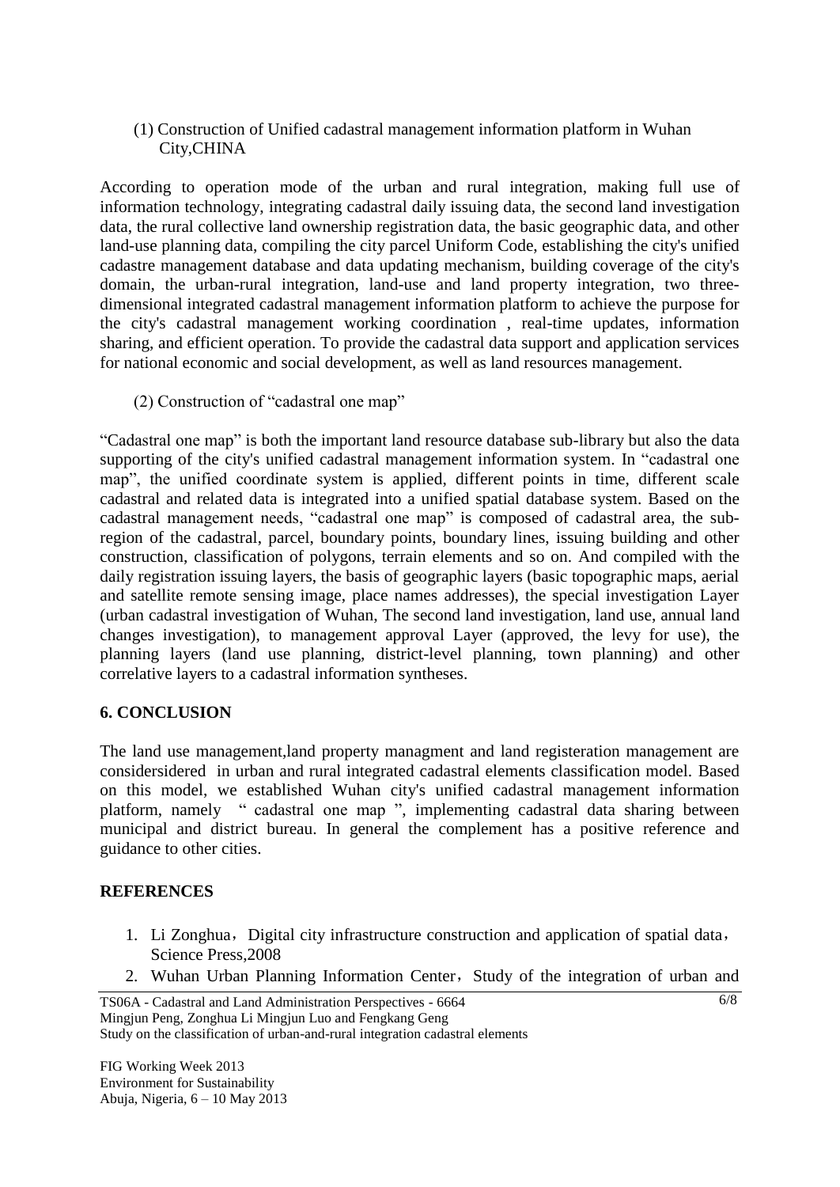(1) Construction of Unified cadastral management information platform in Wuhan City,CHINA

According to operation mode of the urban and rural integration, making full use of information technology, integrating cadastral daily issuing data, the second land investigation data, the rural collective land ownership registration data, the basic geographic data, and other land-use planning data, compiling the city parcel Uniform Code, establishing the city's unified cadastre management database and data updating mechanism, building coverage of the city's domain, the urban-rural integration, land-use and land property integration, two three-dimensional integrated cadastral management information platform to achieve the purpose for the city's cadastral management working coordination , real-time updates, information sharing, and efficient operation. To provide the cadastral data support and application services for national economic and social development, as well as land resources management.

(2) Construction of "cadastral one map"

"Cadastral one map" is both the important land resource database sub-library but also the data supporting of the city's unified cadastral management information system. In "cadastral one map", the unified coordinate system is applied, different points in time, different scale cadastral and related data is integrated into a unified spatial database system. Based on the cadastral management needs, "cadastral one map" is composed of cadastral area, the sub-region of the cadastral, parcel, boundary points, boundary lines, issuing building and other construction, classification of polygons, terrain elements and so on. And compiled with the daily registration issuing layers, the basis of geographic layers (basic topographic maps, aerial and satellite remote sensing image, place names addresses), the special investigation Layer (urban cadastral investigation of Wuhan, The second land investigation, land use, annual land changes investigation), to management approval Layer (approved, the levy for use), the planning layers (land use planning, district-level planning, town planning) and other correlative layers to a cadastral information syntheses.

## 6. CONCLUSION

The land use management,land property managment and land registeration management are considersidered in urban and rural integrated cadastral elements classification model. Based on this model, we established Wuhan city's unified cadastral management information platform, namely " cadastral one map ", implementing cadastral data sharing between municipal and district bureau. In general the complement has a positive reference and guidance to other cities.

## REFERENCES

1. Li Zonghua，Digital city infrastructure construction and application of spatial data，Science Press,2008
2. Wuhan Urban Planning Information Center，Study of the integration of urban and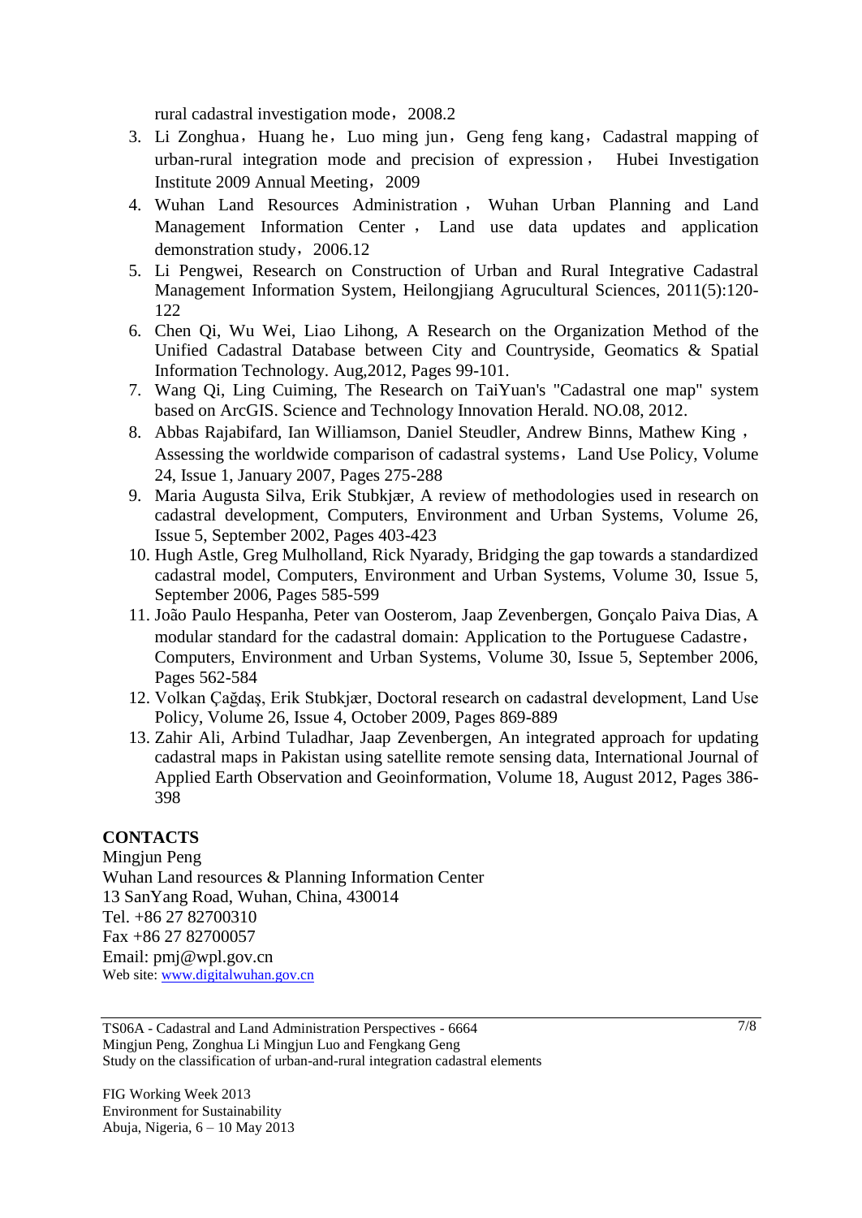rural cadastral investigation mode，2008.2

3. Li Zonghua，Huang he，Luo ming jun，Geng feng kang，Cadastral mapping of urban-rural integration mode and precision of expression， Hubei Investigation Institute 2009 Annual Meeting，2009
4. Wuhan Land Resources Administration， Wuhan Urban Planning and Land Management Information Center， Land use data updates and application demonstration study，2006.12
5. Li Pengwei, Research on Construction of Urban and Rural Integrative Cadastral Management Information System, Heilongjiang Agrucultural Sciences, 2011(5):120-122
6. Chen Qi, Wu Wei, Liao Lihong, A Research on the Organization Method of the Unified Cadastral Database between City and Countryside, Geomatics & Spatial Information Technology. Aug,2012, Pages 99-101.
7. Wang Qi, Ling Cuiming, The Research on TaiYuan's "Cadastral one map" system based on ArcGIS. Science and Technology Innovation Herald. NO.08, 2012.
8. Abbas Rajabifard, Ian Williamson, Daniel Steudler, Andrew Binns, Mathew King， Assessing the worldwide comparison of cadastral systems，Land Use Policy, Volume 24, Issue 1, January 2007, Pages 275-288
9. Maria Augusta Silva, Erik Stubkjær, A review of methodologies used in research on cadastral development, Computers, Environment and Urban Systems, Volume 26, Issue 5, September 2002, Pages 403-423
10. Hugh Astle, Greg Mulholland, Rick Nyarady, Bridging the gap towards a standardized cadastral model, Computers, Environment and Urban Systems, Volume 30, Issue 5, September 2006, Pages 585-599
11. João Paulo Hespanha, Peter van Oosterom, Jaap Zevenbergen, Gonçalo Paiva Dias, A modular standard for the cadastral domain: Application to the Portuguese Cadastre， Computers, Environment and Urban Systems, Volume 30, Issue 5, September 2006, Pages 562-584
12. Volkan Çağdaş, Erik Stubkjær, Doctoral research on cadastral development, Land Use Policy, Volume 26, Issue 4, October 2009, Pages 869-889
13. Zahir Ali, Arbind Tuladhar, Jaap Zevenbergen, An integrated approach for updating cadastral maps in Pakistan using satellite remote sensing data, International Journal of Applied Earth Observation and Geoinformation, Volume 18, August 2012, Pages 386-398

## CONTACTS

Mingjun Peng
Wuhan Land resources & Planning Information Center
13 SanYang Road, Wuhan, China, 430014
Tel. +86 27 82700310
Fax +86 27 82700057
Email: pmj@wpl.gov.cn
Web site: www.digitalwuhan.gov.cn